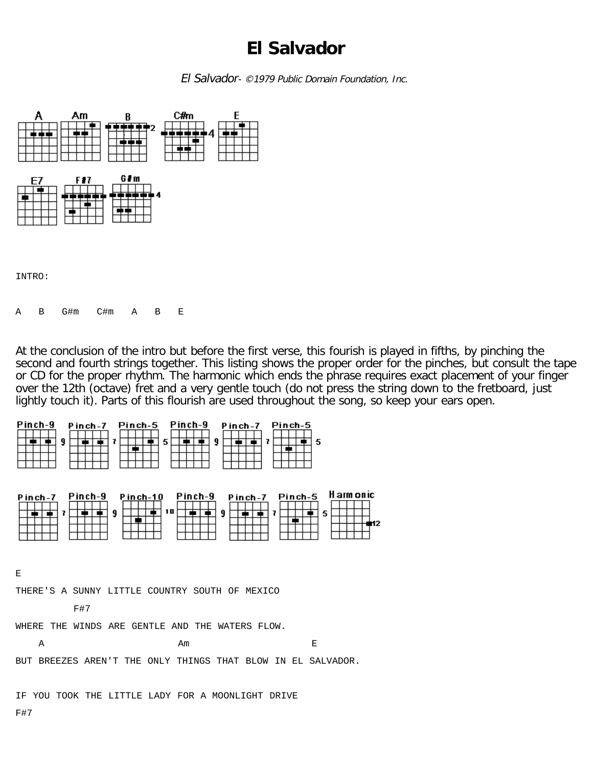# El Salvador

*El Salvador- ©1979 Public Domain Foundation, Inc.*

A Am B C#m E

E7 F#7 G#m

```
INTRO:

A   B   G#m   C#m   A   B   E
```

At the conclusion of the intro but before the first verse, this fourish is played in fifths, by pinching the second and fourth strings together. This listing shows the proper order for the pinches, but consult the tape or CD for the proper rhythm. The harmonic which ends the phrase requires exact placement of your finger over the 12th (octave) fret and a very gentle touch (do not press the string down to the fretboard, just lightly touch it). Parts of this flourish are used throughout the song, so keep your ears open.

Pinch-9 Pinch-7 Pinch-5 Pinch-9 Pinch-7 Pinch-5

Pinch-7 Pinch-9 Pinch-10 Pinch-9 Pinch-7 Pinch-5 Harmonic

```
E
THERE'S A SUNNY LITTLE COUNTRY SOUTH OF MEXICO
          F#7
WHERE THE WINDS ARE GENTLE AND THE WATERS FLOW.
    A                       Am                   E
BUT BREEZES AREN'T THE ONLY THINGS THAT BLOW IN EL SALVADOR.

IF YOU TOOK THE LITTLE LADY FOR A MOONLIGHT DRIVE
F#7
```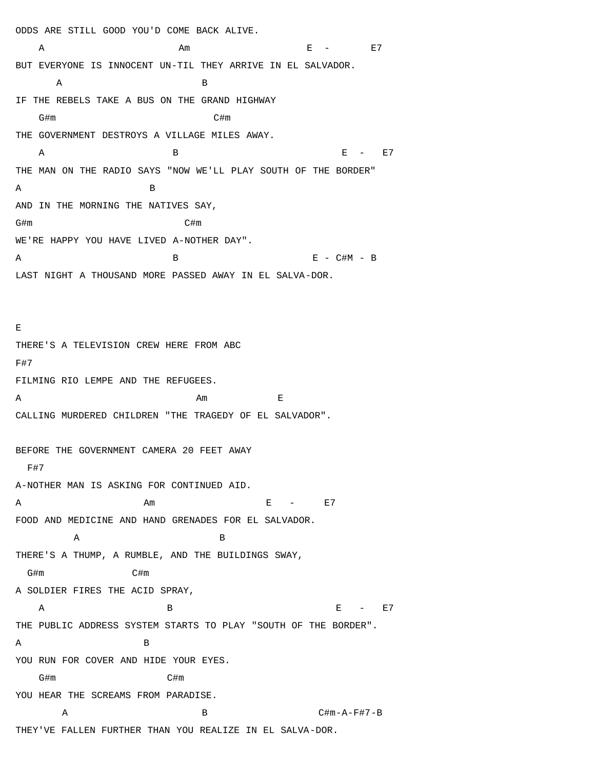```
ODDS ARE STILL GOOD YOU'D COME BACK ALIVE.
    A                       Am                    E  -       E7
BUT EVERYONE IS INNOCENT UN-TIL THEY ARRIVE IN EL SALVADOR.
       A                        B
IF THE REBELS TAKE A BUS ON THE GRAND HIGHWAY
    G#m                          C#m
THE GOVERNMENT DESTROYS A VILLAGE MILES AWAY.
    A                      B                           E  -   E7
THE MAN ON THE RADIO SAYS "NOW WE'LL PLAY SOUTH OF THE BORDER"
A                      B
AND IN THE MORNING THE NATIVES SAY,
G#m                         C#m
WE'RE HAPPY YOU HAVE LIVED A-NOTHER DAY".
A                          B                     E - C#M - B
LAST NIGHT A THOUSAND MORE PASSED AWAY IN EL SALVA-DOR.



E
THERE'S A TELEVISION CREW HERE FROM ABC
F#7
FILMING RIO LEMPE AND THE REFUGEES.
A                              Am           E
CALLING MURDERED CHILDREN "THE TRAGEDY OF EL SALVADOR".

BEFORE THE GOVERNMENT CAMERA 20 FEET AWAY
  F#7
A-NOTHER MAN IS ASKING FOR CONTINUED AID.
A                    Am                  E   -     E7
FOOD AND MEDICINE AND HAND GRENADES FOR EL SALVADOR.
          A                        B
THERE'S A THUMP, A RUMBLE, AND THE BUILDINGS SWAY,
  G#m              C#m
A SOLDIER FIRES THE ACID SPRAY,
    A                     B                            E   -   E7
THE PUBLIC ADDRESS SYSTEM STARTS TO PLAY "SOUTH OF THE BORDER".
A                    B
YOU RUN FOR COVER AND HIDE YOUR EYES.
    G#m                 C#m
YOU HEAR THE SCREAMS FROM PARADISE.
        A                        B                   C#m-A-F#7-B
THEY'VE FALLEN FURTHER THAN YOU REALIZE IN EL SALVA-DOR.
```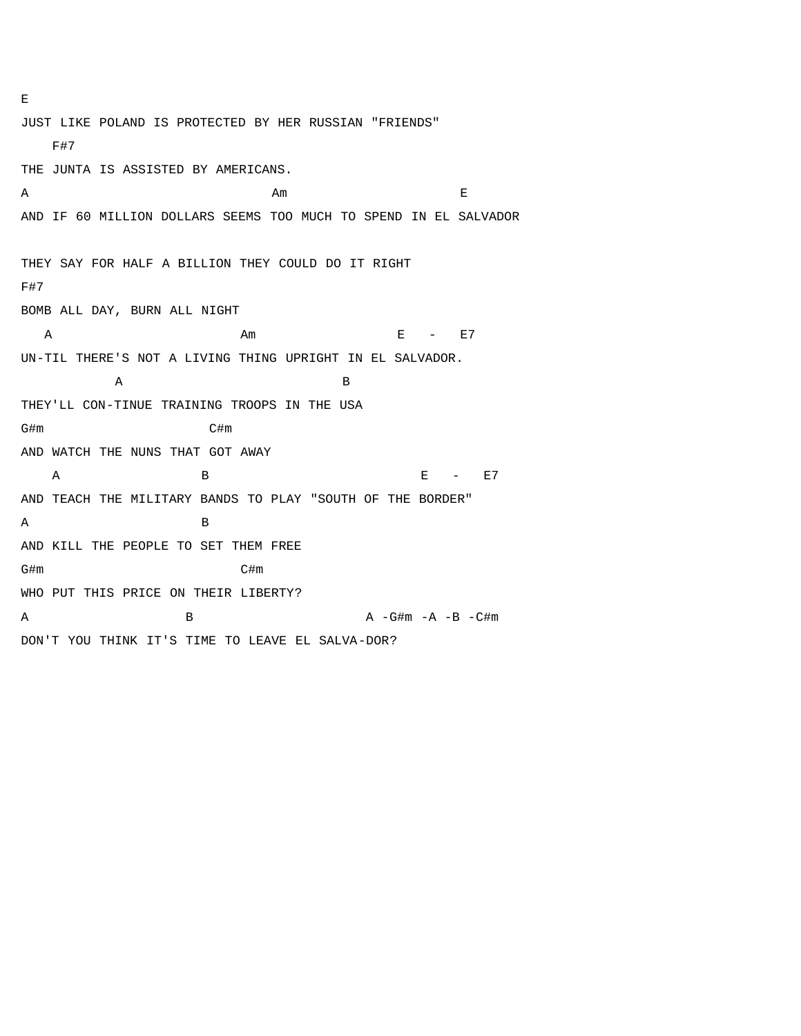```
E
JUST LIKE POLAND IS PROTECTED BY HER RUSSIAN "FRIENDS"
    F#7
THE JUNTA IS ASSISTED BY AMERICANS.
A                                Am                      E
AND IF 60 MILLION DOLLARS SEEMS TOO MUCH TO SPEND IN EL SALVADOR

THEY SAY FOR HALF A BILLION THEY COULD DO IT RIGHT
F#7
BOMB ALL DAY, BURN ALL NIGHT
   A                        Am                  E   -   E7
UN-TIL THERE'S NOT A LIVING THING UPRIGHT IN EL SALVADOR.
            A                            B
THEY'LL CON-TINUE TRAINING TROOPS IN THE USA
G#m                     C#m
AND WATCH THE NUNS THAT GOT AWAY
    A                  B                            E   -   E7
AND TEACH THE MILITARY BANDS TO PLAY "SOUTH OF THE BORDER"
A                      B
AND KILL THE PEOPLE TO SET THEM FREE
G#m                         C#m
WHO PUT THIS PRICE ON THEIR LIBERTY?
A                    B                      A -G#m -A -B -C#m
DON'T YOU THINK IT'S TIME TO LEAVE EL SALVA-DOR?
```